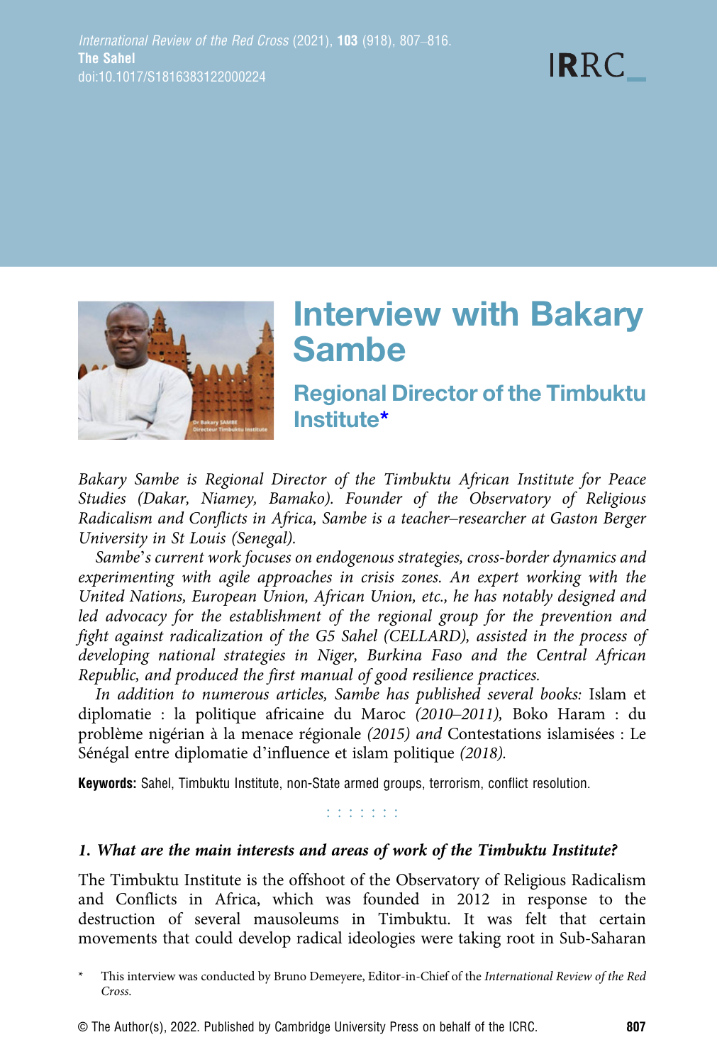# Interview with Bakary Sambe

## Regional Director of the Timbuktu Institute*

*Bakary Sambe is Regional Director of the Timbuktu African Institute for Peace Studies (Dakar, Niamey, Bamako). Founder of the Observatory of Religious Radicalism and Conflicts in Africa, Sambe is a teacher–researcher at Gaston Berger University in St Louis (Senegal).*

*Sambe's current work focuses on endogenous strategies, cross-border dynamics and experimenting with agile approaches in crisis zones. An expert working with the United Nations, European Union, African Union, etc., he has notably designed and led advocacy for the establishment of the regional group for the prevention and fight against radicalization of the G5 Sahel (CELLARD), assisted in the process of developing national strategies in Niger, Burkina Faso and the Central African Republic, and produced the first manual of good resilience practices.*

*In addition to numerous articles, Sambe has published several books:* Islam et diplomatie : la politique africaine du Maroc *(2010–2011),* Boko Haram : du problème nigérian à la menace régionale *(2015) and* Contestations islamisées : Le Sénégal entre diplomatie d'influence et islam politique *(2018).*

**Keywords:** Sahel, Timbuktu Institute, non-State armed groups, terrorism, conflict resolution.

### *1. What are the main interests and areas of work of the Timbuktu Institute?*

The Timbuktu Institute is the offshoot of the Observatory of Religious Radicalism and Conflicts in Africa, which was founded in 2012 in response to the destruction of several mausoleums in Timbuktu. It was felt that certain movements that could develop radical ideologies were taking root in Sub-Saharan

\* This interview was conducted by Bruno Demeyere, Editor-in-Chief of the *International Review of the Red Cross*.

© The Author(s), 2022. Published by Cambridge University Press on behalf of the ICRC.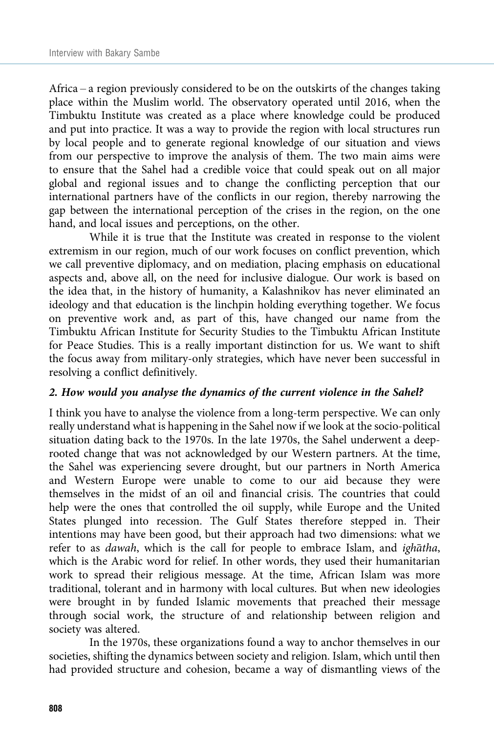Africa – a region previously considered to be on the outskirts of the changes taking place within the Muslim world. The observatory operated until 2016, when the Timbuktu Institute was created as a place where knowledge could be produced and put into practice. It was a way to provide the region with local structures run by local people and to generate regional knowledge of our situation and views from our perspective to improve the analysis of them. The two main aims were to ensure that the Sahel had a credible voice that could speak out on all major global and regional issues and to change the conflicting perception that our international partners have of the conflicts in our region, thereby narrowing the gap between the international perception of the crises in the region, on the one hand, and local issues and perceptions, on the other.

While it is true that the Institute was created in response to the violent extremism in our region, much of our work focuses on conflict prevention, which we call preventive diplomacy, and on mediation, placing emphasis on educational aspects and, above all, on the need for inclusive dialogue. Our work is based on the idea that, in the history of humanity, a Kalashnikov has never eliminated an ideology and that education is the linchpin holding everything together. We focus on preventive work and, as part of this, have changed our name from the Timbuktu African Institute for Security Studies to the Timbuktu African Institute for Peace Studies. This is a really important distinction for us. We want to shift the focus away from military-only strategies, which have never been successful in resolving a conflict definitively.

### *2. How would you analyse the dynamics of the current violence in the Sahel?*

I think you have to analyse the violence from a long-term perspective. We can only really understand what is happening in the Sahel now if we look at the socio-political situation dating back to the 1970s. In the late 1970s, the Sahel underwent a deep-rooted change that was not acknowledged by our Western partners. At the time, the Sahel was experiencing severe drought, but our partners in North America and Western Europe were unable to come to our aid because they were themselves in the midst of an oil and financial crisis. The countries that could help were the ones that controlled the oil supply, while Europe and the United States plunged into recession. The Gulf States therefore stepped in. Their intentions may have been good, but their approach had two dimensions: what we refer to as *dawah*, which is the call for people to embrace Islam, and *ighātha*, which is the Arabic word for relief. In other words, they used their humanitarian work to spread their religious message. At the time, African Islam was more traditional, tolerant and in harmony with local cultures. But when new ideologies were brought in by funded Islamic movements that preached their message through social work, the structure of and relationship between religion and society was altered.

In the 1970s, these organizations found a way to anchor themselves in our societies, shifting the dynamics between society and religion. Islam, which until then had provided structure and cohesion, became a way of dismantling views of the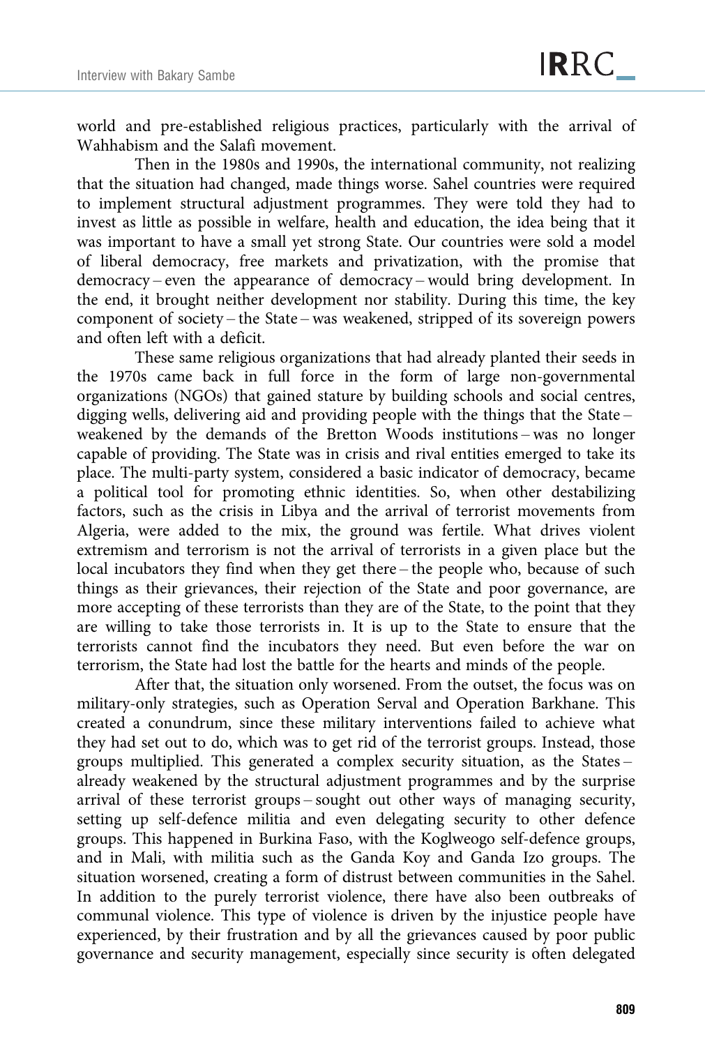world and pre-established religious practices, particularly with the arrival of Wahhabism and the Salafi movement.

Then in the 1980s and 1990s, the international community, not realizing that the situation had changed, made things worse. Sahel countries were required to implement structural adjustment programmes. They were told they had to invest as little as possible in welfare, health and education, the idea being that it was important to have a small yet strong State. Our countries were sold a model of liberal democracy, free markets and privatization, with the promise that democracy – even the appearance of democracy – would bring development. In the end, it brought neither development nor stability. During this time, the key component of society – the State – was weakened, stripped of its sovereign powers and often left with a deficit.

These same religious organizations that had already planted their seeds in the 1970s came back in full force in the form of large non-governmental organizations (NGOs) that gained stature by building schools and social centres, digging wells, delivering aid and providing people with the things that the State – weakened by the demands of the Bretton Woods institutions – was no longer capable of providing. The State was in crisis and rival entities emerged to take its place. The multi-party system, considered a basic indicator of democracy, became a political tool for promoting ethnic identities. So, when other destabilizing factors, such as the crisis in Libya and the arrival of terrorist movements from Algeria, were added to the mix, the ground was fertile. What drives violent extremism and terrorism is not the arrival of terrorists in a given place but the local incubators they find when they get there – the people who, because of such things as their grievances, their rejection of the State and poor governance, are more accepting of these terrorists than they are of the State, to the point that they are willing to take those terrorists in. It is up to the State to ensure that the terrorists cannot find the incubators they need. But even before the war on terrorism, the State had lost the battle for the hearts and minds of the people.

After that, the situation only worsened. From the outset, the focus was on military-only strategies, such as Operation Serval and Operation Barkhane. This created a conundrum, since these military interventions failed to achieve what they had set out to do, which was to get rid of the terrorist groups. Instead, those groups multiplied. This generated a complex security situation, as the States – already weakened by the structural adjustment programmes and by the surprise arrival of these terrorist groups – sought out other ways of managing security, setting up self-defence militia and even delegating security to other defence groups. This happened in Burkina Faso, with the Koglweogo self-defence groups, and in Mali, with militia such as the Ganda Koy and Ganda Izo groups. The situation worsened, creating a form of distrust between communities in the Sahel. In addition to the purely terrorist violence, there have also been outbreaks of communal violence. This type of violence is driven by the injustice people have experienced, by their frustration and by all the grievances caused by poor public governance and security management, especially since security is often delegated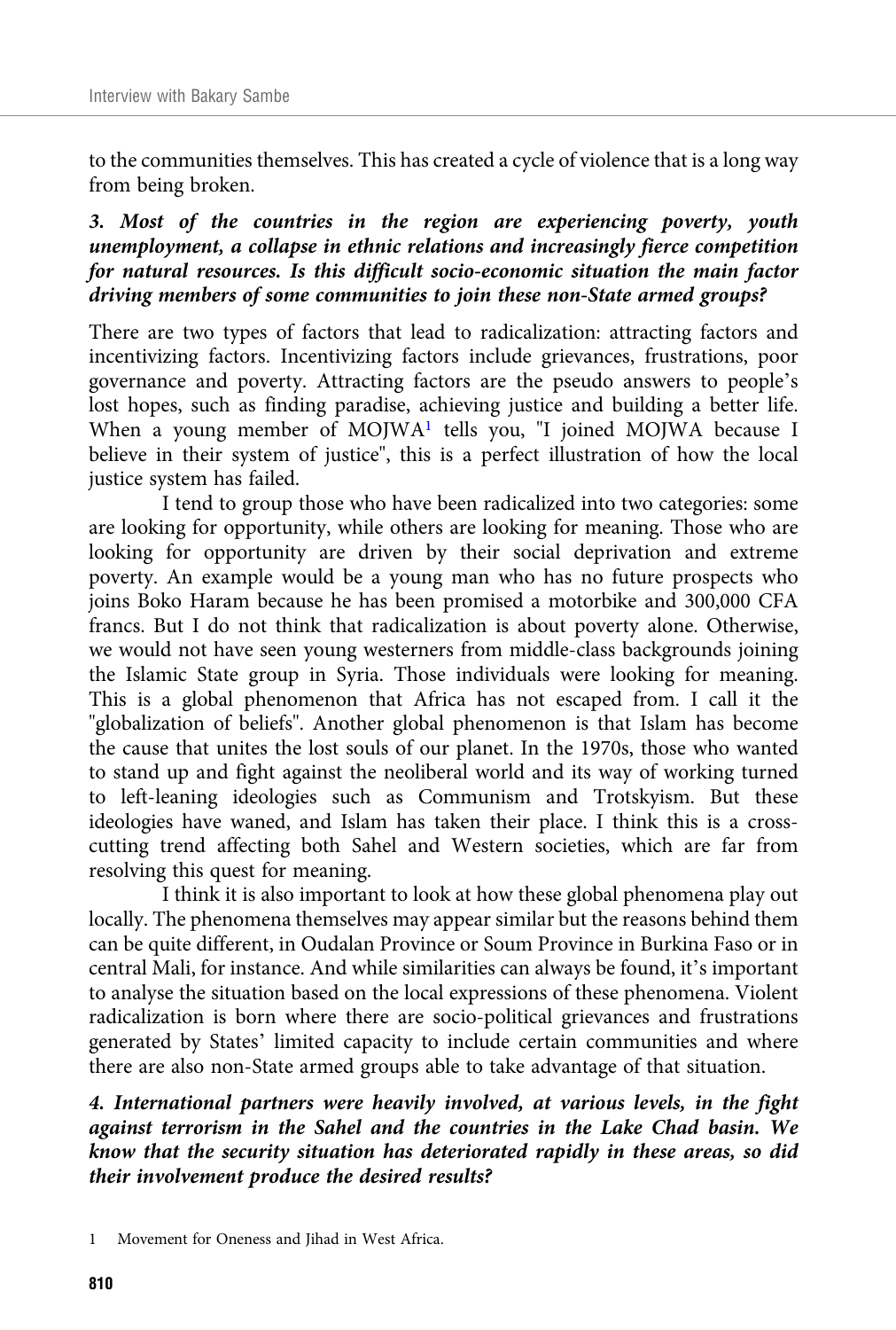to the communities themselves. This has created a cycle of violence that is a long way from being broken.

***3. Most of the countries in the region are experiencing poverty, youth unemployment, a collapse in ethnic relations and increasingly fierce competition for natural resources. Is this difficult socio-economic situation the main factor driving members of some communities to join these non-State armed groups?***

There are two types of factors that lead to radicalization: attracting factors and incentivizing factors. Incentivizing factors include grievances, frustrations, poor governance and poverty. Attracting factors are the pseudo answers to people's lost hopes, such as finding paradise, achieving justice and building a better life. When a young member of MOJWA[1] tells you, "I joined MOJWA because I believe in their system of justice", this is a perfect illustration of how the local justice system has failed.

I tend to group those who have been radicalized into two categories: some are looking for opportunity, while others are looking for meaning. Those who are looking for opportunity are driven by their social deprivation and extreme poverty. An example would be a young man who has no future prospects who joins Boko Haram because he has been promised a motorbike and 300,000 CFA francs. But I do not think that radicalization is about poverty alone. Otherwise, we would not have seen young westerners from middle-class backgrounds joining the Islamic State group in Syria. Those individuals were looking for meaning. This is a global phenomenon that Africa has not escaped from. I call it the "globalization of beliefs". Another global phenomenon is that Islam has become the cause that unites the lost souls of our planet. In the 1970s, those who wanted to stand up and fight against the neoliberal world and its way of working turned to left-leaning ideologies such as Communism and Trotskyism. But these ideologies have waned, and Islam has taken their place. I think this is a cross-cutting trend affecting both Sahel and Western societies, which are far from resolving this quest for meaning.

I think it is also important to look at how these global phenomena play out locally. The phenomena themselves may appear similar but the reasons behind them can be quite different, in Oudalan Province or Soum Province in Burkina Faso or in central Mali, for instance. And while similarities can always be found, it's important to analyse the situation based on the local expressions of these phenomena. Violent radicalization is born where there are socio-political grievances and frustrations generated by States' limited capacity to include certain communities and where there are also non-State armed groups able to take advantage of that situation.

***4. International partners were heavily involved, at various levels, in the fight against terrorism in the Sahel and the countries in the Lake Chad basin. We know that the security situation has deteriorated rapidly in these areas, so did their involvement produce the desired results?***

1 Movement for Oneness and Jihad in West Africa.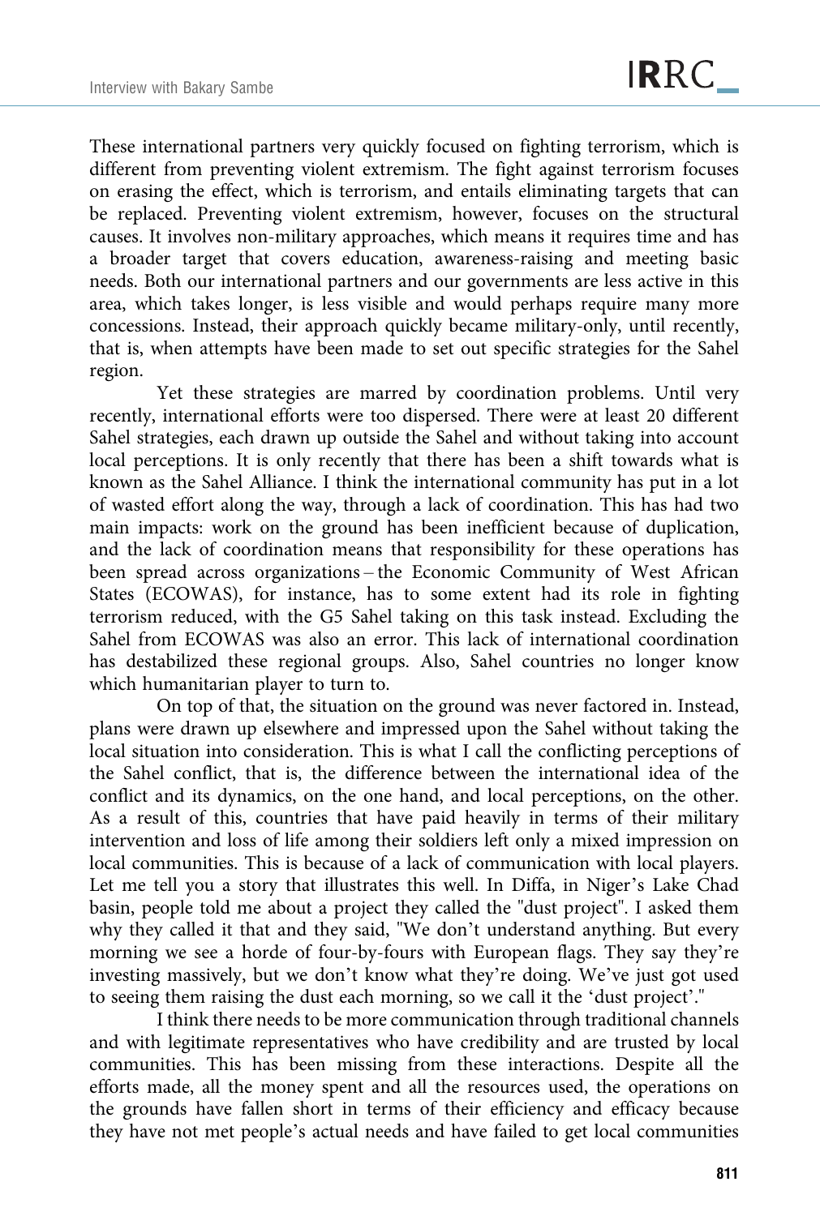These international partners very quickly focused on fighting terrorism, which is different from preventing violent extremism. The fight against terrorism focuses on erasing the effect, which is terrorism, and entails eliminating targets that can be replaced. Preventing violent extremism, however, focuses on the structural causes. It involves non-military approaches, which means it requires time and has a broader target that covers education, awareness-raising and meeting basic needs. Both our international partners and our governments are less active in this area, which takes longer, is less visible and would perhaps require many more concessions. Instead, their approach quickly became military-only, until recently, that is, when attempts have been made to set out specific strategies for the Sahel region.

Yet these strategies are marred by coordination problems. Until very recently, international efforts were too dispersed. There were at least 20 different Sahel strategies, each drawn up outside the Sahel and without taking into account local perceptions. It is only recently that there has been a shift towards what is known as the Sahel Alliance. I think the international community has put in a lot of wasted effort along the way, through a lack of coordination. This has had two main impacts: work on the ground has been inefficient because of duplication, and the lack of coordination means that responsibility for these operations has been spread across organizations – the Economic Community of West African States (ECOWAS), for instance, has to some extent had its role in fighting terrorism reduced, with the G5 Sahel taking on this task instead. Excluding the Sahel from ECOWAS was also an error. This lack of international coordination has destabilized these regional groups. Also, Sahel countries no longer know which humanitarian player to turn to.

On top of that, the situation on the ground was never factored in. Instead, plans were drawn up elsewhere and impressed upon the Sahel without taking the local situation into consideration. This is what I call the conflicting perceptions of the Sahel conflict, that is, the difference between the international idea of the conflict and its dynamics, on the one hand, and local perceptions, on the other. As a result of this, countries that have paid heavily in terms of their military intervention and loss of life among their soldiers left only a mixed impression on local communities. This is because of a lack of communication with local players. Let me tell you a story that illustrates this well. In Diffa, in Niger's Lake Chad basin, people told me about a project they called the "dust project". I asked them why they called it that and they said, "We don't understand anything. But every morning we see a horde of four-by-fours with European flags. They say they're investing massively, but we don't know what they're doing. We've just got used to seeing them raising the dust each morning, so we call it the 'dust project'."

I think there needs to be more communication through traditional channels and with legitimate representatives who have credibility and are trusted by local communities. This has been missing from these interactions. Despite all the efforts made, all the money spent and all the resources used, the operations on the grounds have fallen short in terms of their efficiency and efficacy because they have not met people's actual needs and have failed to get local communities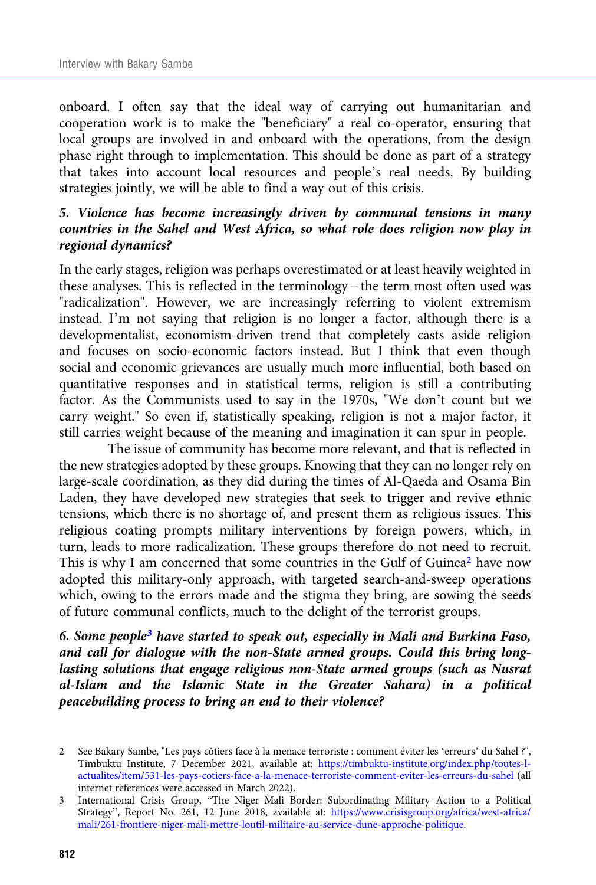onboard. I often say that the ideal way of carrying out humanitarian and cooperation work is to make the "beneficiary" a real co-operator, ensuring that local groups are involved in and onboard with the operations, from the design phase right through to implementation. This should be done as part of a strategy that takes into account local resources and people's real needs. By building strategies jointly, we will be able to find a way out of this crisis.

***5. Violence has become increasingly driven by communal tensions in many countries in the Sahel and West Africa, so what role does religion now play in regional dynamics?***

In the early stages, religion was perhaps overestimated or at least heavily weighted in these analyses. This is reflected in the terminology – the term most often used was "radicalization". However, we are increasingly referring to violent extremism instead. I'm not saying that religion is no longer a factor, although there is a developmentalist, economism-driven trend that completely casts aside religion and focuses on socio-economic factors instead. But I think that even though social and economic grievances are usually much more influential, both based on quantitative responses and in statistical terms, religion is still a contributing factor. As the Communists used to say in the 1970s, "We don't count but we carry weight." So even if, statistically speaking, religion is not a major factor, it still carries weight because of the meaning and imagination it can spur in people.

The issue of community has become more relevant, and that is reflected in the new strategies adopted by these groups. Knowing that they can no longer rely on large-scale coordination, as they did during the times of Al-Qaeda and Osama Bin Laden, they have developed new strategies that seek to trigger and revive ethnic tensions, which there is no shortage of, and present them as religious issues. This religious coating prompts military interventions by foreign powers, which, in turn, leads to more radicalization. These groups therefore do not need to recruit. This is why I am concerned that some countries in the Gulf of Guinea[2] have now adopted this military-only approach, with targeted search-and-sweep operations which, owing to the errors made and the stigma they bring, are sowing the seeds of future communal conflicts, much to the delight of the terrorist groups.

***6. Some people[3] have started to speak out, especially in Mali and Burkina Faso, and call for dialogue with the non-State armed groups. Could this bring long-lasting solutions that engage religious non-State armed groups (such as Nusrat al-Islam and the Islamic State in the Greater Sahara) in a political peacebuilding process to bring an end to their violence?***

---

2 See Bakary Sambe, "Les pays côtiers face à la menace terroriste : comment éviter les 'erreurs' du Sahel ?", Timbuktu Institute, 7 December 2021, available at: https://timbuktu-institute.org/index.php/toutes-l-actualites/item/531-les-pays-cotiers-face-a-la-menace-terroriste-comment-eviter-les-erreurs-du-sahel (all internet references were accessed in March 2022).

3 International Crisis Group, "The Niger–Mali Border: Subordinating Military Action to a Political Strategy", Report No. 261, 12 June 2018, available at: https://www.crisisgroup.org/africa/west-africa/mali/261-frontiere-niger-mali-mettre-loutil-militaire-au-service-dune-approche-politique.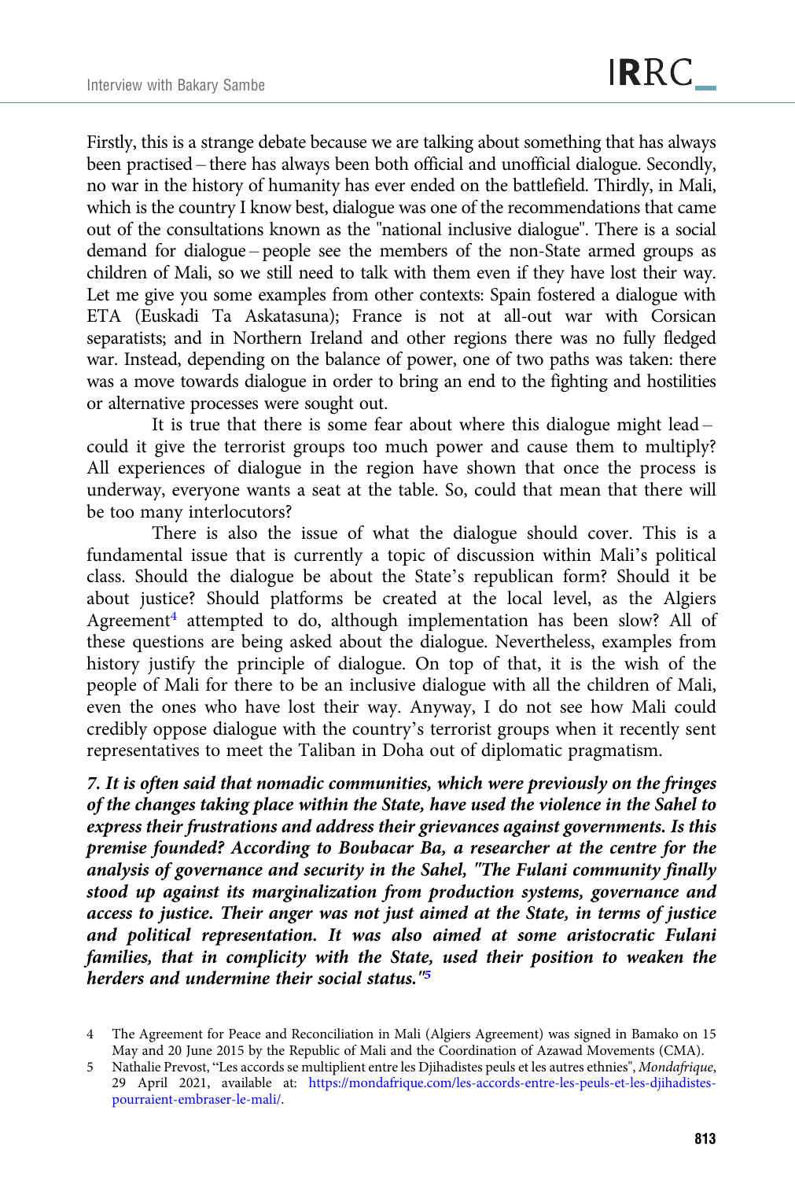Firstly, this is a strange debate because we are talking about something that has always been practised – there has always been both official and unofficial dialogue. Secondly, no war in the history of humanity has ever ended on the battlefield. Thirdly, in Mali, which is the country I know best, dialogue was one of the recommendations that came out of the consultations known as the "national inclusive dialogue". There is a social demand for dialogue – people see the members of the non-State armed groups as children of Mali, so we still need to talk with them even if they have lost their way. Let me give you some examples from other contexts: Spain fostered a dialogue with ETA (Euskadi Ta Askatasuna); France is not at all-out war with Corsican separatists; and in Northern Ireland and other regions there was no fully fledged war. Instead, depending on the balance of power, one of two paths was taken: there was a move towards dialogue in order to bring an end to the fighting and hostilities or alternative processes were sought out.

It is true that there is some fear about where this dialogue might lead – could it give the terrorist groups too much power and cause them to multiply? All experiences of dialogue in the region have shown that once the process is underway, everyone wants a seat at the table. So, could that mean that there will be too many interlocutors?

There is also the issue of what the dialogue should cover. This is a fundamental issue that is currently a topic of discussion within Mali's political class. Should the dialogue be about the State's republican form? Should it be about justice? Should platforms be created at the local level, as the Algiers Agreement[4] attempted to do, although implementation has been slow? All of these questions are being asked about the dialogue. Nevertheless, examples from history justify the principle of dialogue. On top of that, it is the wish of the people of Mali for there to be an inclusive dialogue with all the children of Mali, even the ones who have lost their way. Anyway, I do not see how Mali could credibly oppose dialogue with the country's terrorist groups when it recently sent representatives to meet the Taliban in Doha out of diplomatic pragmatism.

***7. It is often said that nomadic communities, which were previously on the fringes of the changes taking place within the State, have used the violence in the Sahel to express their frustrations and address their grievances against governments. Is this premise founded? According to Boubacar Ba, a researcher at the centre for the analysis of governance and security in the Sahel, "The Fulani community finally stood up against its marginalization from production systems, governance and access to justice. Their anger was not just aimed at the State, in terms of justice and political representation. It was also aimed at some aristocratic Fulani families, that in complicity with the State, used their position to weaken the herders and undermine their social status."[5]***

---

4 The Agreement for Peace and Reconciliation in Mali (Algiers Agreement) was signed in Bamako on 15 May and 20 June 2015 by the Republic of Mali and the Coordination of Azawad Movements (CMA).

5 Nathalie Prevost, "Les accords se multiplient entre les Djihadistes peuls et les autres ethnies", *Mondafrique*, 29 April 2021, available at: https://mondafrique.com/les-accords-entre-les-peuls-et-les-djihadistes-pourraient-embraser-le-mali/.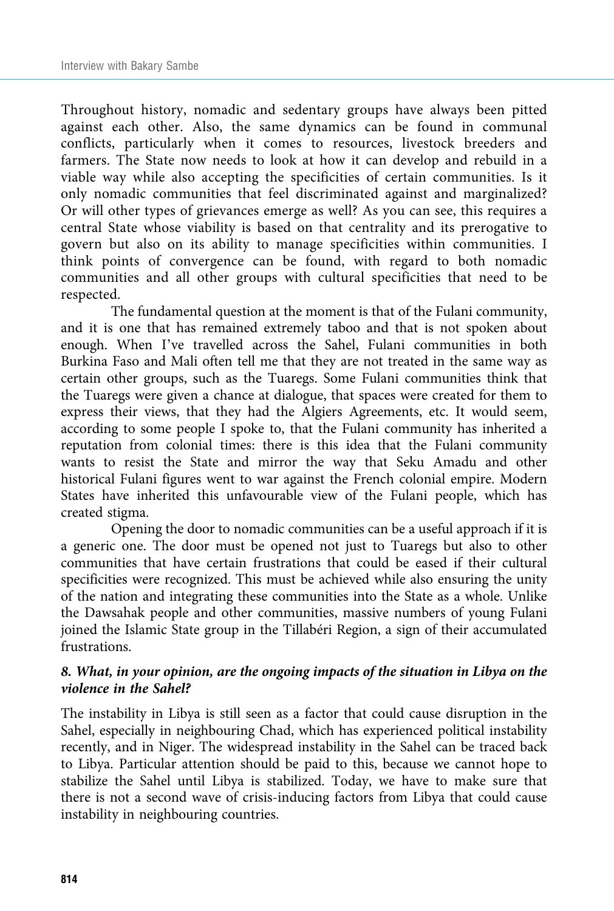Throughout history, nomadic and sedentary groups have always been pitted against each other. Also, the same dynamics can be found in communal conflicts, particularly when it comes to resources, livestock breeders and farmers. The State now needs to look at how it can develop and rebuild in a viable way while also accepting the specificities of certain communities. Is it only nomadic communities that feel discriminated against and marginalized? Or will other types of grievances emerge as well? As you can see, this requires a central State whose viability is based on that centrality and its prerogative to govern but also on its ability to manage specificities within communities. I think points of convergence can be found, with regard to both nomadic communities and all other groups with cultural specificities that need to be respected.

The fundamental question at the moment is that of the Fulani community, and it is one that has remained extremely taboo and that is not spoken about enough. When I've travelled across the Sahel, Fulani communities in both Burkina Faso and Mali often tell me that they are not treated in the same way as certain other groups, such as the Tuaregs. Some Fulani communities think that the Tuaregs were given a chance at dialogue, that spaces were created for them to express their views, that they had the Algiers Agreements, etc. It would seem, according to some people I spoke to, that the Fulani community has inherited a reputation from colonial times: there is this idea that the Fulani community wants to resist the State and mirror the way that Seku Amadu and other historical Fulani figures went to war against the French colonial empire. Modern States have inherited this unfavourable view of the Fulani people, which has created stigma.

Opening the door to nomadic communities can be a useful approach if it is a generic one. The door must be opened not just to Tuaregs but also to other communities that have certain frustrations that could be eased if their cultural specificities were recognized. This must be achieved while also ensuring the unity of the nation and integrating these communities into the State as a whole. Unlike the Dawsahak people and other communities, massive numbers of young Fulani joined the Islamic State group in the Tillabéri Region, a sign of their accumulated frustrations.

### *8. What, in your opinion, are the ongoing impacts of the situation in Libya on the violence in the Sahel?*

The instability in Libya is still seen as a factor that could cause disruption in the Sahel, especially in neighbouring Chad, which has experienced political instability recently, and in Niger. The widespread instability in the Sahel can be traced back to Libya. Particular attention should be paid to this, because we cannot hope to stabilize the Sahel until Libya is stabilized. Today, we have to make sure that there is not a second wave of crisis-inducing factors from Libya that could cause instability in neighbouring countries.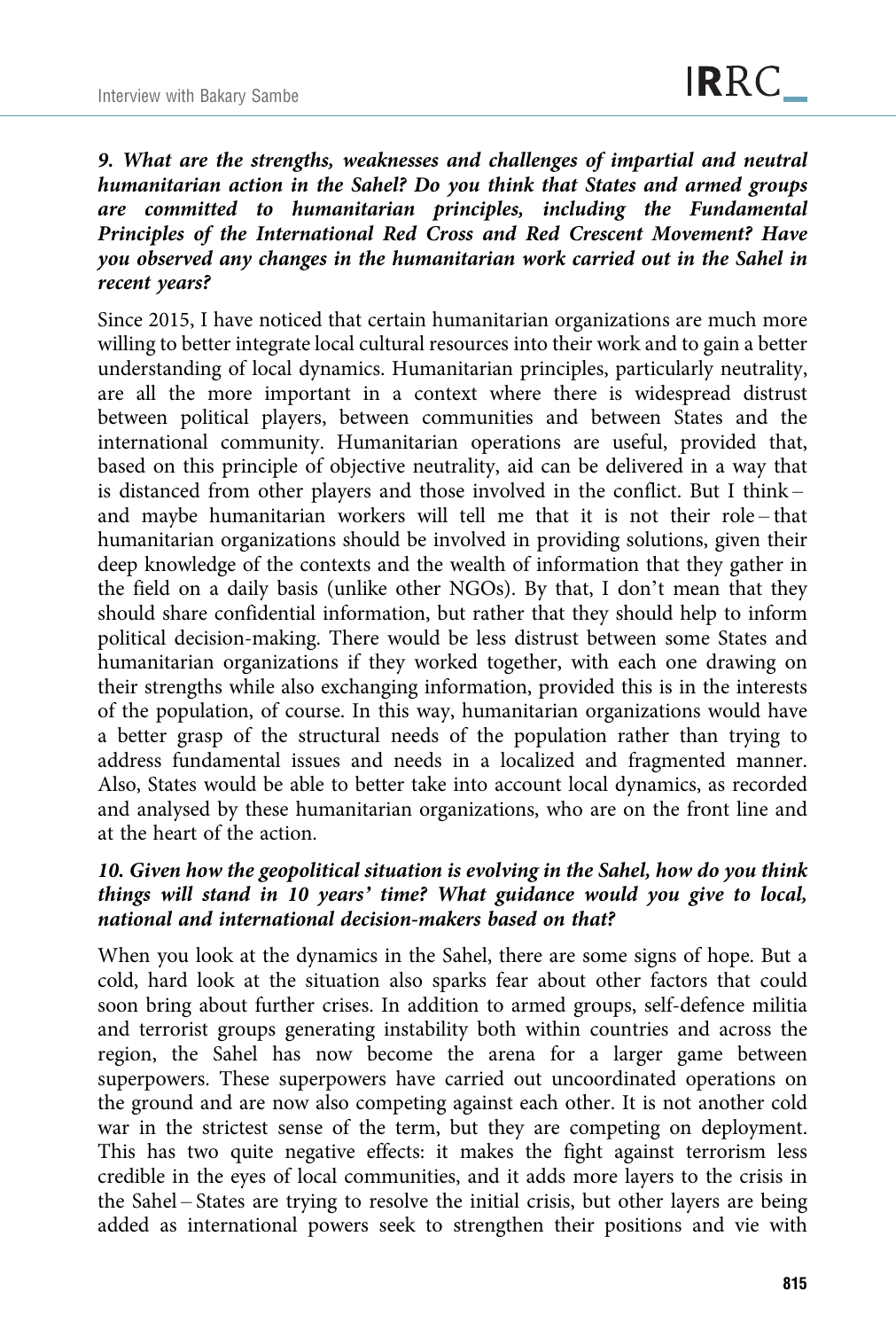***9. What are the strengths, weaknesses and challenges of impartial and neutral humanitarian action in the Sahel? Do you think that States and armed groups are committed to humanitarian principles, including the Fundamental Principles of the International Red Cross and Red Crescent Movement? Have you observed any changes in the humanitarian work carried out in the Sahel in recent years?***

Since 2015, I have noticed that certain humanitarian organizations are much more willing to better integrate local cultural resources into their work and to gain a better understanding of local dynamics. Humanitarian principles, particularly neutrality, are all the more important in a context where there is widespread distrust between political players, between communities and between States and the international community. Humanitarian operations are useful, provided that, based on this principle of objective neutrality, aid can be delivered in a way that is distanced from other players and those involved in the conflict. But I think – and maybe humanitarian workers will tell me that it is not their role – that humanitarian organizations should be involved in providing solutions, given their deep knowledge of the contexts and the wealth of information that they gather in the field on a daily basis (unlike other NGOs). By that, I don't mean that they should share confidential information, but rather that they should help to inform political decision-making. There would be less distrust between some States and humanitarian organizations if they worked together, with each one drawing on their strengths while also exchanging information, provided this is in the interests of the population, of course. In this way, humanitarian organizations would have a better grasp of the structural needs of the population rather than trying to address fundamental issues and needs in a localized and fragmented manner. Also, States would be able to better take into account local dynamics, as recorded and analysed by these humanitarian organizations, who are on the front line and at the heart of the action.

***10. Given how the geopolitical situation is evolving in the Sahel, how do you think things will stand in 10 years' time? What guidance would you give to local, national and international decision-makers based on that?***

When you look at the dynamics in the Sahel, there are some signs of hope. But a cold, hard look at the situation also sparks fear about other factors that could soon bring about further crises. In addition to armed groups, self-defence militia and terrorist groups generating instability both within countries and across the region, the Sahel has now become the arena for a larger game between superpowers. These superpowers have carried out uncoordinated operations on the ground and are now also competing against each other. It is not another cold war in the strictest sense of the term, but they are competing on deployment. This has two quite negative effects: it makes the fight against terrorism less credible in the eyes of local communities, and it adds more layers to the crisis in the Sahel – States are trying to resolve the initial crisis, but other layers are being added as international powers seek to strengthen their positions and vie with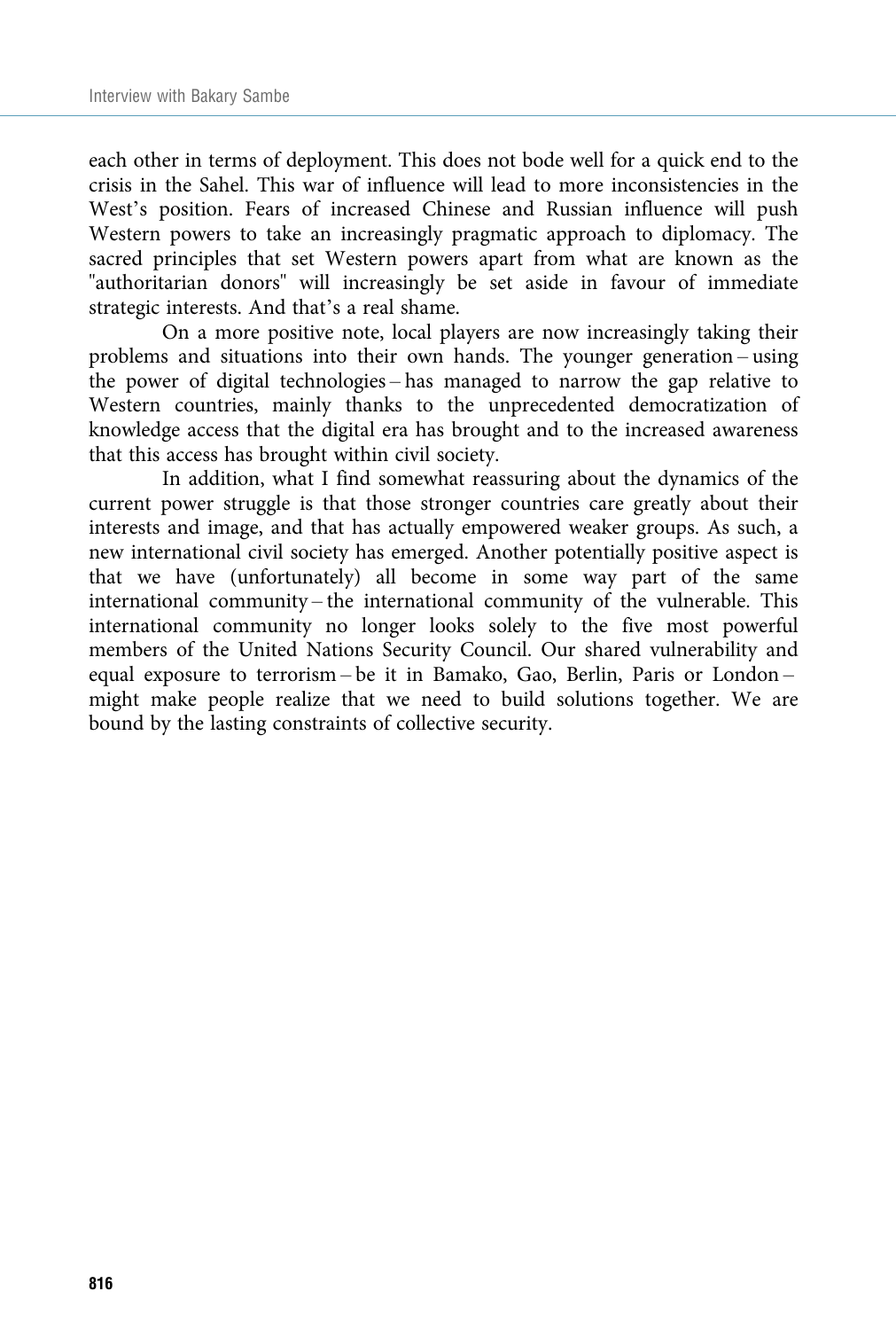each other in terms of deployment. This does not bode well for a quick end to the crisis in the Sahel. This war of influence will lead to more inconsistencies in the West's position. Fears of increased Chinese and Russian influence will push Western powers to take an increasingly pragmatic approach to diplomacy. The sacred principles that set Western powers apart from what are known as the "authoritarian donors" will increasingly be set aside in favour of immediate strategic interests. And that's a real shame.

On a more positive note, local players are now increasingly taking their problems and situations into their own hands. The younger generation – using the power of digital technologies – has managed to narrow the gap relative to Western countries, mainly thanks to the unprecedented democratization of knowledge access that the digital era has brought and to the increased awareness that this access has brought within civil society.

In addition, what I find somewhat reassuring about the dynamics of the current power struggle is that those stronger countries care greatly about their interests and image, and that has actually empowered weaker groups. As such, a new international civil society has emerged. Another potentially positive aspect is that we have (unfortunately) all become in some way part of the same international community – the international community of the vulnerable. This international community no longer looks solely to the five most powerful members of the United Nations Security Council. Our shared vulnerability and equal exposure to terrorism – be it in Bamako, Gao, Berlin, Paris or London – might make people realize that we need to build solutions together. We are bound by the lasting constraints of collective security.